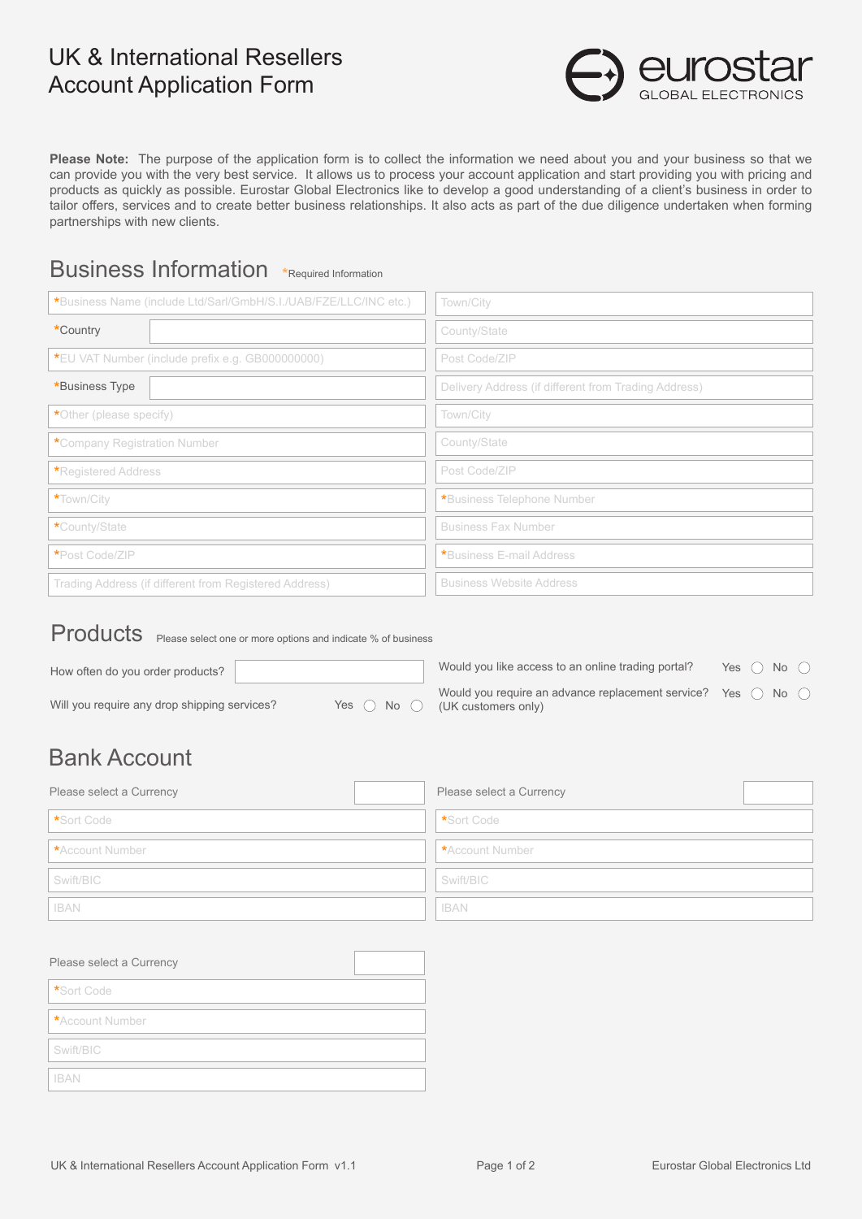# UK & International Resellers Account Application Form

eurostar GLOBAL ELECTRONICS

**Please Note:** The purpose of the application form is to collect the information we need about you and your business so that we can provide you with the very best service. It allows us to process your account application and start providing you with pricing and products as quickly as possible. Eurostar Global Electronics like to develop a good understanding of a client's business in order to tailor offers, services and to create better business relationships. It also acts as part of the due diligence undertaken when forming partnerships with new clients.

## Business Information

*Required Information

- *Business Name (include Ltd/Sarl/GmbH/S.I./UAB/FZE/LLC/INC etc.)
- *Country
- *EU VAT Number (include prefix e.g. GB000000000)
- *Business Type
- *Other (please specify)
- *Company Registration Number
- *Registered Address
- *Town/City
- *County/State
- *Post Code/ZIP
- Trading Address (if different from Registered Address)
- Town/City
- County/State
- Post Code/ZIP
- Delivery Address (if different from Trading Address)
- Town/City
- County/State
- Post Code/ZIP
- *Business Telephone Number
- Business Fax Number
- *Business E-mail Address
- Business Website Address

## Products

Please select one or more options and indicate % of business

- How often do you order products?
- Will you require any drop shipping services? Yes ◯ No ◯
- Would you like access to an online trading portal? Yes ◯ No ◯
- Would you require an advance replacement service? (UK customers only) Yes ◯ No ◯

## Bank Account

- Please select a Currency
- *Sort Code
- *Account Number
- Swift/BIC
- IBAN

- Please select a Currency
- *Sort Code
- *Account Number
- Swift/BIC
- IBAN

- Please select a Currency
- *Sort Code
- *Account Number
- Swift/BIC
- IBAN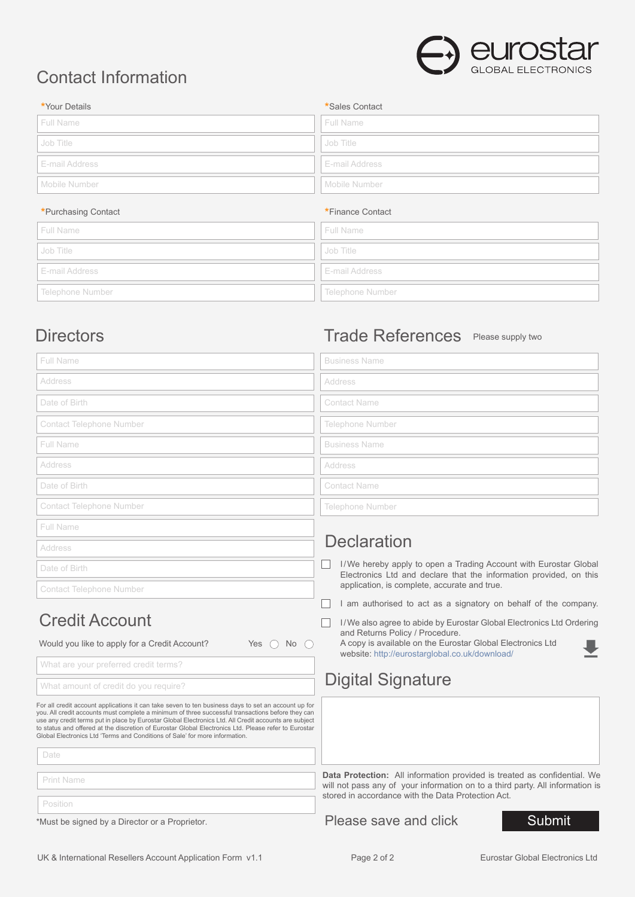eurostar GLOBAL ELECTRONICS

# Contact Information

*Your Details

Full Name

Job Title

E-mail Address

Mobile Number

*Sales Contact

Full Name

Job Title

E-mail Address

Mobile Number

*Purchasing Contact

Full Name

Job Title

E-mail Address

Telephone Number

*Finance Contact

Full Name

Job Title

E-mail Address

Telephone Number

## Directors

Full Name

Address

Date of Birth

Contact Telephone Number

Full Name

Address

Date of Birth

Contact Telephone Number

Full Name

Address

Date of Birth

Contact Telephone Number

## Credit Account

Would you like to apply for a Credit Account? Yes ◯ No ◯

What are your preferred credit terms?

What amount of credit do you require?

For all credit account applications it can take seven to ten business days to set an account up for you. All credit accounts must complete a minimum of three successful transactions before they can use any credit terms put in place by Eurostar Global Electronics Ltd. All Credit accounts are subject to status and offered at the discretion of Eurostar Global Electronics Ltd. Please refer to Eurostar Global Electronics Ltd 'Terms and Conditions of Sale' for more information.

Date

Print Name

Position

*Must be signed by a Director or a Proprietor.

## Trade References

Please supply two

Business Name

Address

Contact Name

Telephone Number

Business Name

Address

Contact Name

Telephone Number

## Declaration

- ☐ I/We hereby apply to open a Trading Account with Eurostar Global Electronics Ltd and declare that the information provided, on this application, is complete, accurate and true.
- ☐ I am authorised to act as a signatory on behalf of the company.
- ☐ I/We also agree to abide by Eurostar Global Electronics Ltd Ordering and Returns Policy / Procedure.
  A copy is available on the Eurostar Global Electronics Ltd website: http://eurostarglobal.co.uk/download/

## Digital Signature

**Data Protection:** All information provided is treated as confidential. We will not pass any of your information on to a third party. All information is stored in accordance with the Data Protection Act.

Please save and click **Submit**

UK & International Resellers Account Application Form v1.1 — Eurostar Global Electronics Ltd